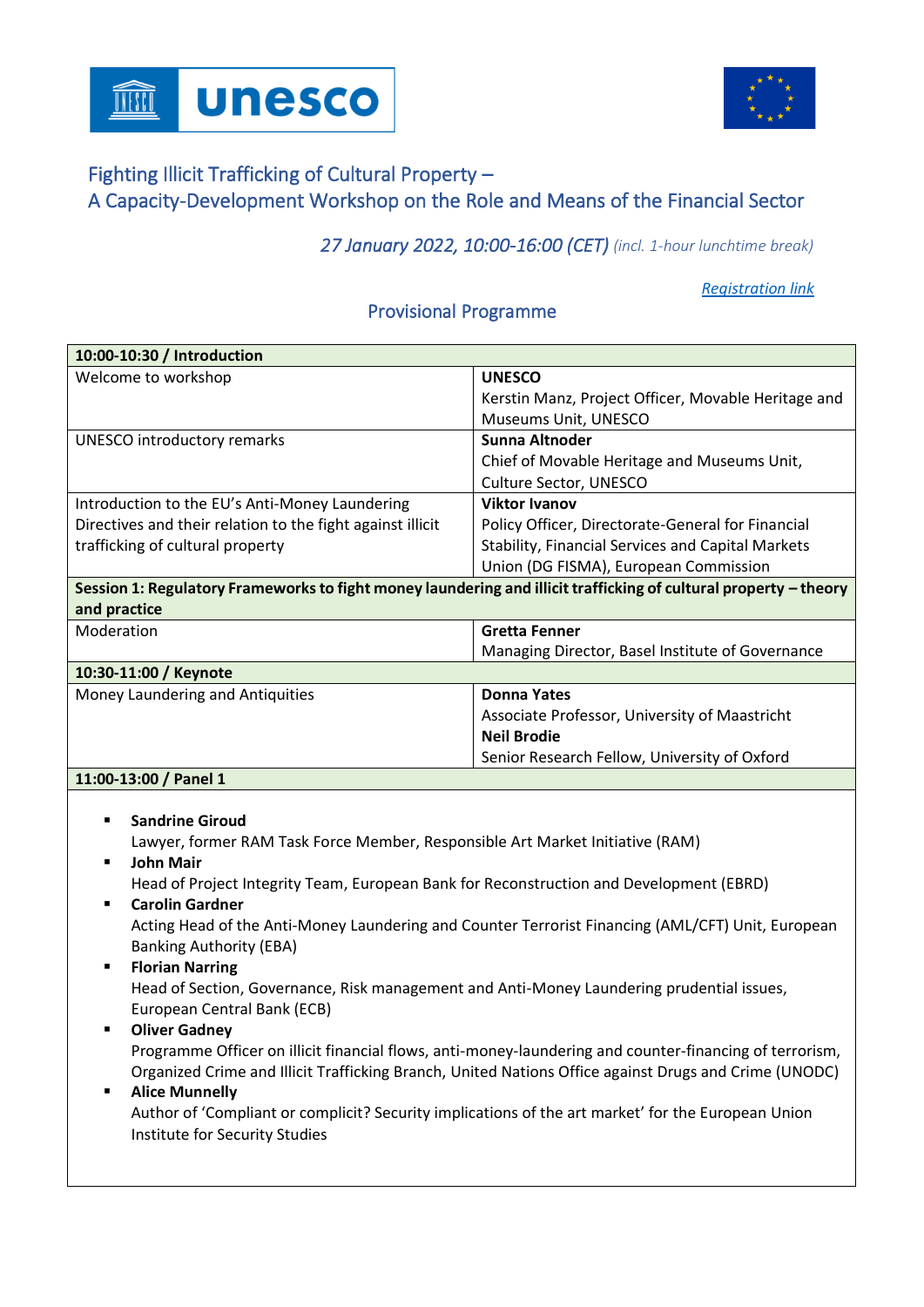# Fighting Illicit Trafficking of Cultural Property – A Capacity-Development Workshop on the Role and Means of the Financial Sector

*27 January 2022, 10:00-16:00 (CET) (incl. 1-hour lunchtime break)*

[Registration link]

## Provisional Programme

| **10:00-10:30 / Introduction** | |
|---|---|
| Welcome to workshop | **UNESCO**<br>Kerstin Manz, Project Officer, Movable Heritage and Museums Unit, UNESCO |
| UNESCO introductory remarks | **Sunna Altnoder**<br>Chief of Movable Heritage and Museums Unit, Culture Sector, UNESCO |
| Introduction to the EU's Anti-Money Laundering Directives and their relation to the fight against illicit trafficking of cultural property | **Viktor Ivanov**<br>Policy Officer, Directorate-General for Financial Stability, Financial Services and Capital Markets Union (DG FISMA), European Commission |
| **Session 1: Regulatory Frameworks to fight money laundering and illicit trafficking of cultural property – theory and practice** | |
| Moderation | **Gretta Fenner**<br>Managing Director, Basel Institute of Governance |
| **10:30-11:00 / Keynote** | |
| Money Laundering and Antiquities | **Donna Yates**<br>Associate Professor, University of Maastricht<br>**Neil Brodie**<br>Senior Research Fellow, University of Oxford |
| **11:00-13:00 / Panel 1** | |

- **Sandrine Giroud**
  Lawyer, former RAM Task Force Member, Responsible Art Market Initiative (RAM)
- **John Mair**
  Head of Project Integrity Team, European Bank for Reconstruction and Development (EBRD)
- **Carolin Gardner**
  Acting Head of the Anti-Money Laundering and Counter Terrorist Financing (AML/CFT) Unit, European Banking Authority (EBA)
- **Florian Narring**
  Head of Section, Governance, Risk management and Anti-Money Laundering prudential issues, European Central Bank (ECB)
- **Oliver Gadney**
  Programme Officer on illicit financial flows, anti-money-laundering and counter-financing of terrorism, Organized Crime and Illicit Trafficking Branch, United Nations Office against Drugs and Crime (UNODC)
- **Alice Munnelly**
  Author of 'Compliant or complicit? Security implications of the art market' for the European Union Institute for Security Studies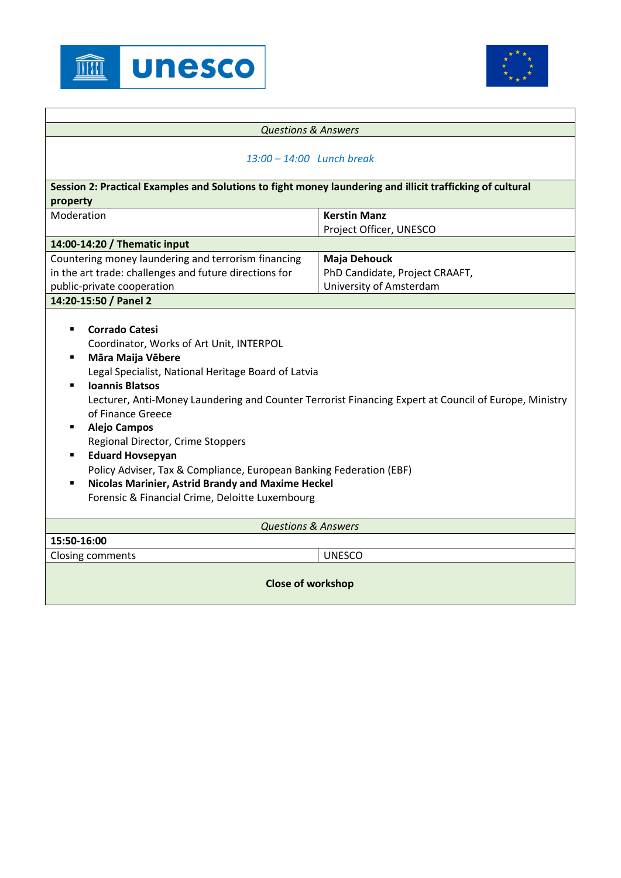| | |
|---|---|
| | |
| *Questions & Answers* | |
| *13:00 – 14:00 Lunch break* | |
| **Session 2: Practical Examples and Solutions to fight money laundering and illicit trafficking of cultural property** | |
| Moderation | **Kerstin Manz**<br>Project Officer, UNESCO |
| **14:00-14:20 / Thematic input** | |
| Countering money laundering and terrorism financing in the art trade: challenges and future directions for public-private cooperation | **Maja Dehouck**<br>PhD Candidate, Project CRAAFT, University of Amsterdam |
| **14:20-15:50 / Panel 2** | |
| • **Corrado Catesi**<br>Coordinator, Works of Art Unit, INTERPOL<br>• **Māra Maija Vēbere**<br>Legal Specialist, National Heritage Board of Latvia<br>• **Ioannis Blatsos**<br>Lecturer, Anti-Money Laundering and Counter Terrorist Financing Expert at Council of Europe, Ministry of Finance Greece<br>• **Alejo Campos**<br>Regional Director, Crime Stoppers<br>• **Eduard Hovsepyan**<br>Policy Adviser, Tax & Compliance, European Banking Federation (EBF)<br>• **Nicolas Marinier, Astrid Brandy and Maxime Heckel**<br>Forensic & Financial Crime, Deloitte Luxembourg | |
| *Questions & Answers* | |
| **15:50-16:00** | |
| Closing comments | UNESCO |
| **Close of workshop** | |